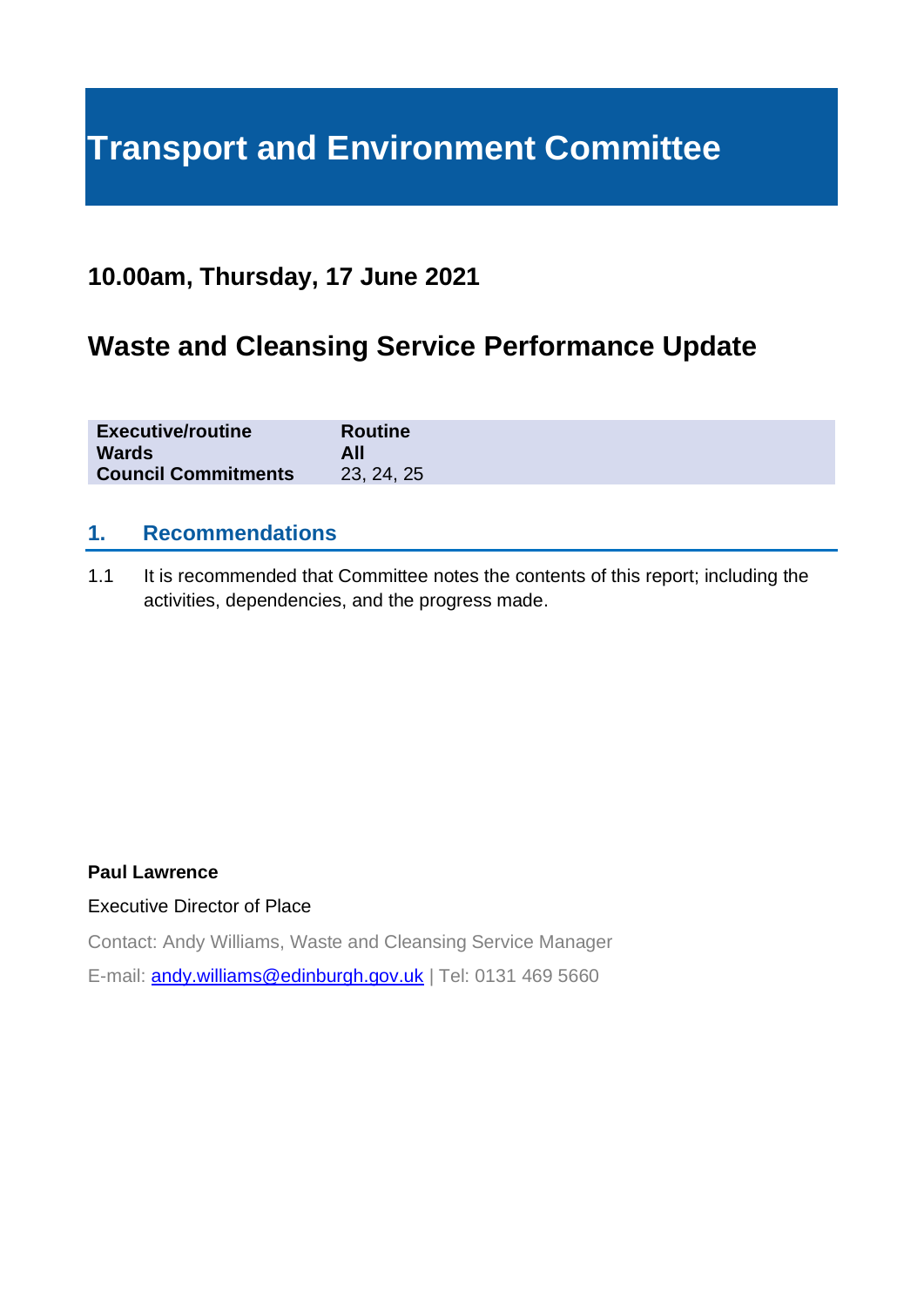# Transport and Environment Committee

## 10.00am, Thursday, 17 June 2021

## Waste and Cleansing Service Performance Update

| | |
|---|---|
| **Executive/routine** | **Routine** |
| **Wards** | **All** |
| **Council Commitments** | 23, 24, 25 |

### 1. Recommendations

1.1 It is recommended that Committee notes the contents of this report; including the activities, dependencies, and the progress made.

**Paul Lawrence**

Executive Director of Place

Contact: Andy Williams, Waste and Cleansing Service Manager

E-mail: andy.williams@edinburgh.gov.uk | Tel: 0131 469 5660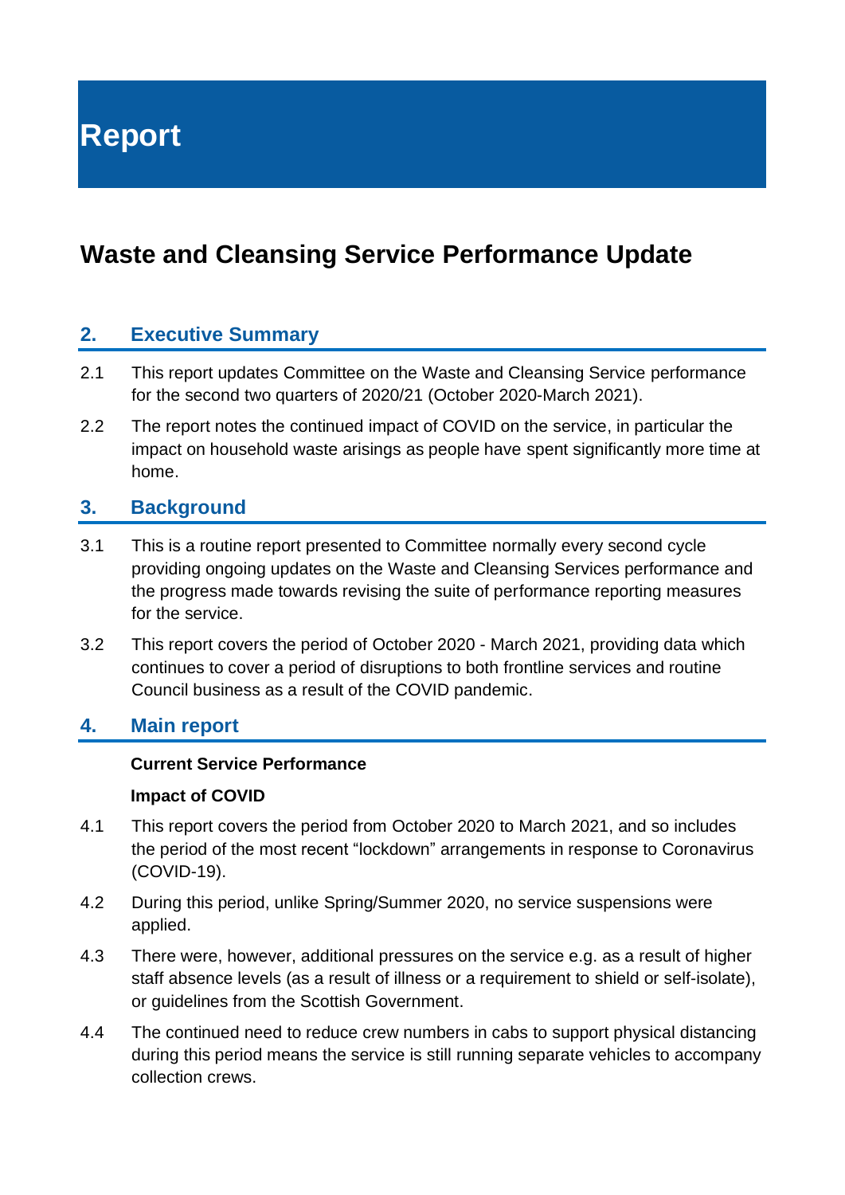# Report

## Waste and Cleansing Service Performance Update

### 2. Executive Summary

2.1 This report updates Committee on the Waste and Cleansing Service performance for the second two quarters of 2020/21 (October 2020-March 2021).

2.2 The report notes the continued impact of COVID on the service, in particular the impact on household waste arisings as people have spent significantly more time at home.

### 3. Background

3.1 This is a routine report presented to Committee normally every second cycle providing ongoing updates on the Waste and Cleansing Services performance and the progress made towards revising the suite of performance reporting measures for the service.

3.2 This report covers the period of October 2020 - March 2021, providing data which continues to cover a period of disruptions to both frontline services and routine Council business as a result of the COVID pandemic.

### 4. Main report

**Current Service Performance**

**Impact of COVID**

4.1 This report covers the period from October 2020 to March 2021, and so includes the period of the most recent "lockdown" arrangements in response to Coronavirus (COVID-19).

4.2 During this period, unlike Spring/Summer 2020, no service suspensions were applied.

4.3 There were, however, additional pressures on the service e.g. as a result of higher staff absence levels (as a result of illness or a requirement to shield or self-isolate), or guidelines from the Scottish Government.

4.4 The continued need to reduce crew numbers in cabs to support physical distancing during this period means the service is still running separate vehicles to accompany collection crews.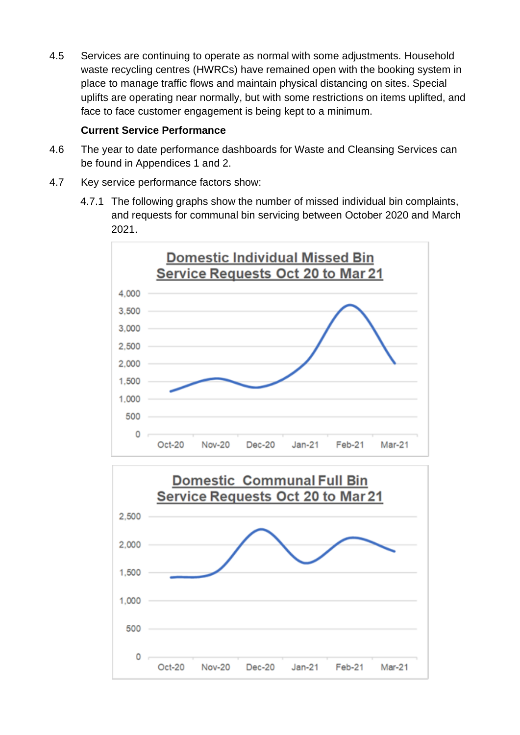4.5 Services are continuing to operate as normal with some adjustments. Household waste recycling centres (HWRCs) have remained open with the booking system in place to manage traffic flows and maintain physical distancing on sites. Special uplifts are operating near normally, but with some restrictions on items uplifted, and face to face customer engagement is being kept to a minimum.

**Current Service Performance**

4.6 The year to date performance dashboards for Waste and Cleansing Services can be found in Appendices 1 and 2.

4.7 Key service performance factors show:

4.7.1 The following graphs show the number of missed individual bin complaints, and requests for communal bin servicing between October 2020 and March 2021.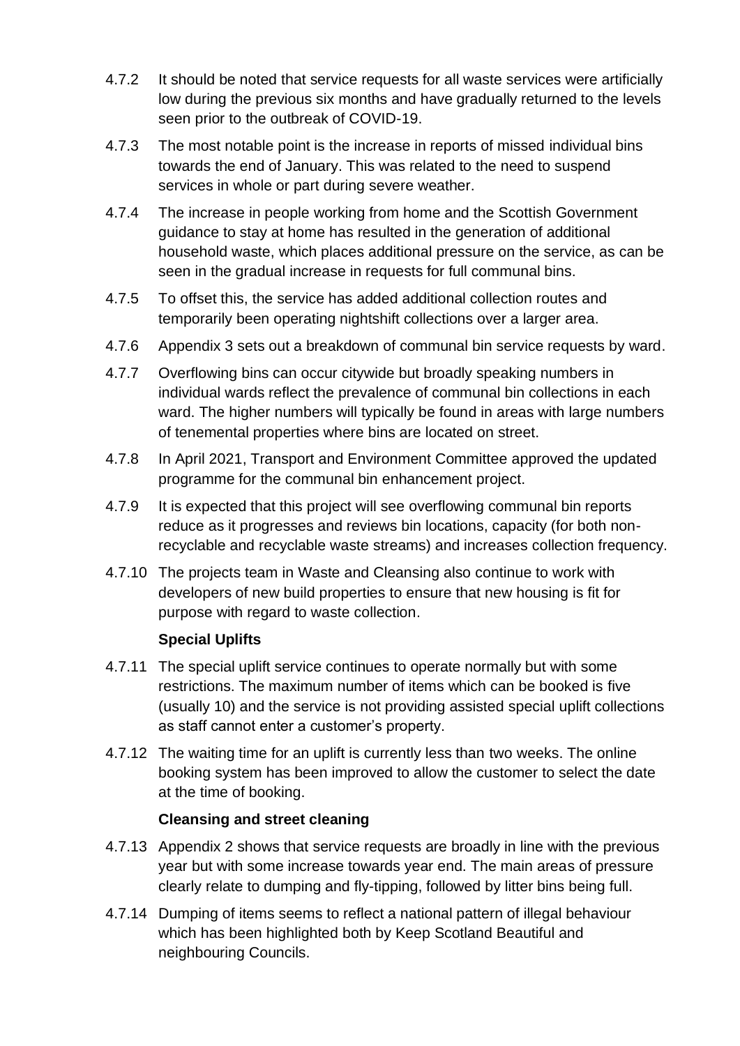4.7.2 It should be noted that service requests for all waste services were artificially low during the previous six months and have gradually returned to the levels seen prior to the outbreak of COVID-19.

4.7.3 The most notable point is the increase in reports of missed individual bins towards the end of January. This was related to the need to suspend services in whole or part during severe weather.

4.7.4 The increase in people working from home and the Scottish Government guidance to stay at home has resulted in the generation of additional household waste, which places additional pressure on the service, as can be seen in the gradual increase in requests for full communal bins.

4.7.5 To offset this, the service has added additional collection routes and temporarily been operating nightshift collections over a larger area.

4.7.6 Appendix 3 sets out a breakdown of communal bin service requests by ward.

4.7.7 Overflowing bins can occur citywide but broadly speaking numbers in individual wards reflect the prevalence of communal bin collections in each ward. The higher numbers will typically be found in areas with large numbers of tenemental properties where bins are located on street.

4.7.8 In April 2021, Transport and Environment Committee approved the updated programme for the communal bin enhancement project.

4.7.9 It is expected that this project will see overflowing communal bin reports reduce as it progresses and reviews bin locations, capacity (for both non-recyclable and recyclable waste streams) and increases collection frequency.

4.7.10 The projects team in Waste and Cleansing also continue to work with developers of new build properties to ensure that new housing is fit for purpose with regard to waste collection.

**Special Uplifts**

4.7.11 The special uplift service continues to operate normally but with some restrictions. The maximum number of items which can be booked is five (usually 10) and the service is not providing assisted special uplift collections as staff cannot enter a customer's property.

4.7.12 The waiting time for an uplift is currently less than two weeks. The online booking system has been improved to allow the customer to select the date at the time of booking.

**Cleansing and street cleaning**

4.7.13 Appendix 2 shows that service requests are broadly in line with the previous year but with some increase towards year end. The main areas of pressure clearly relate to dumping and fly-tipping, followed by litter bins being full.

4.7.14 Dumping of items seems to reflect a national pattern of illegal behaviour which has been highlighted both by Keep Scotland Beautiful and neighbouring Councils.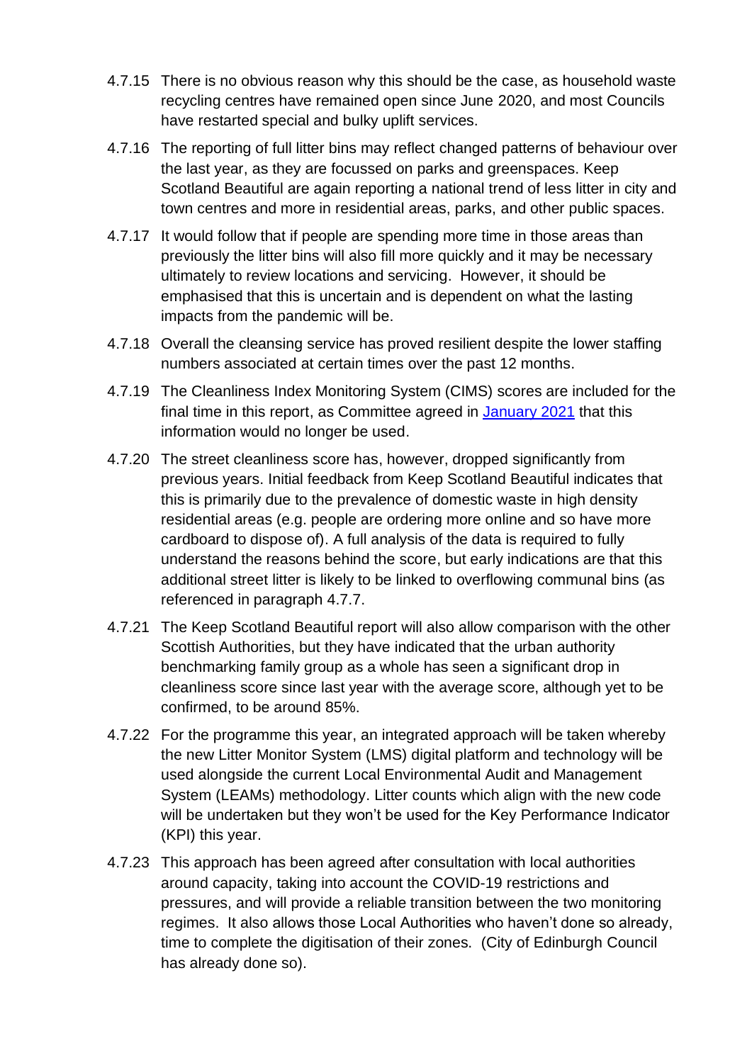4.7.15 There is no obvious reason why this should be the case, as household waste recycling centres have remained open since June 2020, and most Councils have restarted special and bulky uplift services.

4.7.16 The reporting of full litter bins may reflect changed patterns of behaviour over the last year, as they are focussed on parks and greenspaces. Keep Scotland Beautiful are again reporting a national trend of less litter in city and town centres and more in residential areas, parks, and other public spaces.

4.7.17 It would follow that if people are spending more time in those areas than previously the litter bins will also fill more quickly and it may be necessary ultimately to review locations and servicing. However, it should be emphasised that this is uncertain and is dependent on what the lasting impacts from the pandemic will be.

4.7.18 Overall the cleansing service has proved resilient despite the lower staffing numbers associated at certain times over the past 12 months.

4.7.19 The Cleanliness Index Monitoring System (CIMS) scores are included for the final time in this report, as Committee agreed in [January 2021] that this information would no longer be used.

4.7.20 The street cleanliness score has, however, dropped significantly from previous years. Initial feedback from Keep Scotland Beautiful indicates that this is primarily due to the prevalence of domestic waste in high density residential areas (e.g. people are ordering more online and so have more cardboard to dispose of). A full analysis of the data is required to fully understand the reasons behind the score, but early indications are that this additional street litter is likely to be linked to overflowing communal bins (as referenced in paragraph 4.7.7.

4.7.21 The Keep Scotland Beautiful report will also allow comparison with the other Scottish Authorities, but they have indicated that the urban authority benchmarking family group as a whole has seen a significant drop in cleanliness score since last year with the average score, although yet to be confirmed, to be around 85%.

4.7.22 For the programme this year, an integrated approach will be taken whereby the new Litter Monitor System (LMS) digital platform and technology will be used alongside the current Local Environmental Audit and Management System (LEAMs) methodology. Litter counts which align with the new code will be undertaken but they won't be used for the Key Performance Indicator (KPI) this year.

4.7.23 This approach has been agreed after consultation with local authorities around capacity, taking into account the COVID-19 restrictions and pressures, and will provide a reliable transition between the two monitoring regimes. It also allows those Local Authorities who haven't done so already, time to complete the digitisation of their zones. (City of Edinburgh Council has already done so).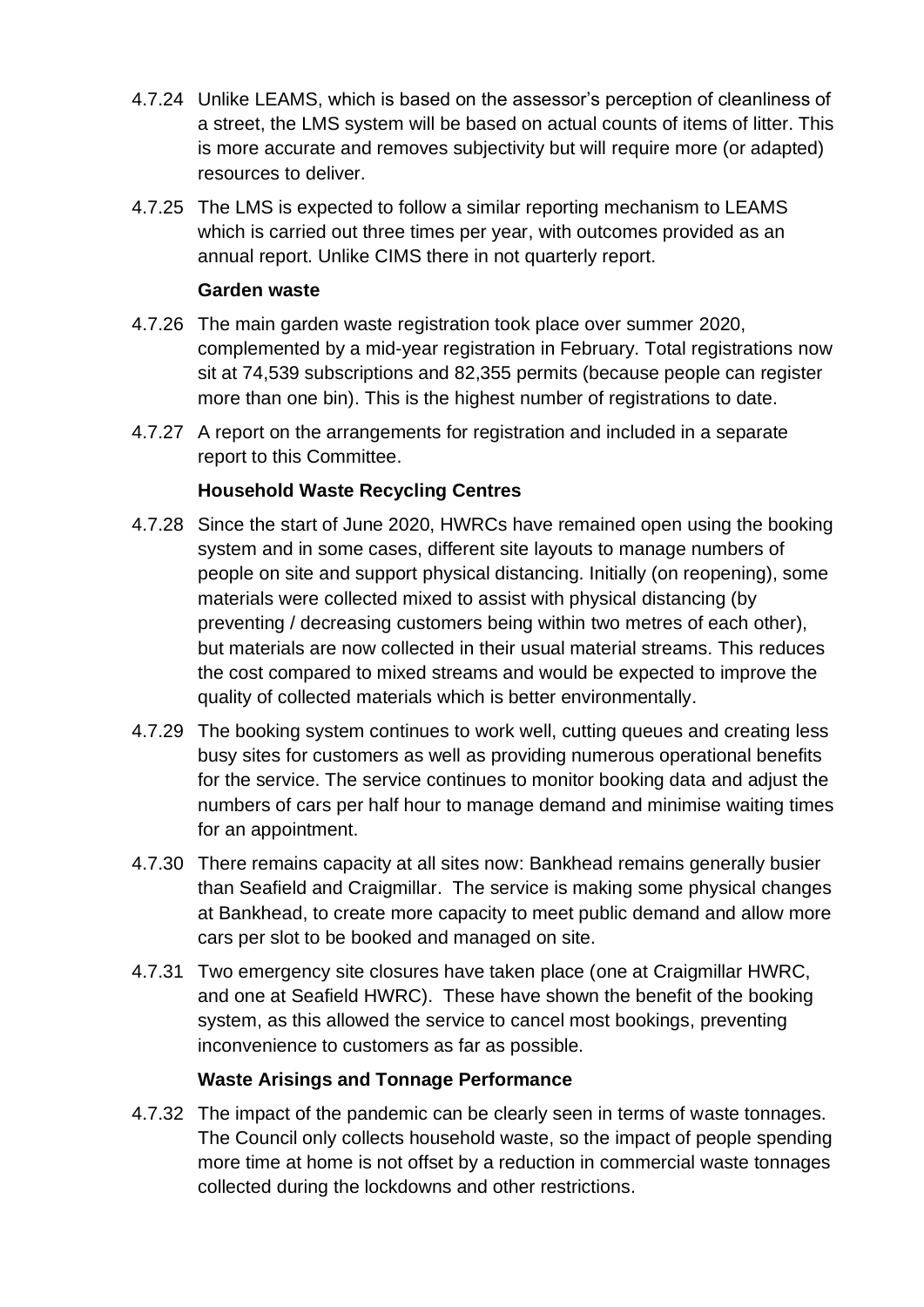4.7.24 Unlike LEAMS, which is based on the assessor's perception of cleanliness of a street, the LMS system will be based on actual counts of items of litter. This is more accurate and removes subjectivity but will require more (or adapted) resources to deliver.

4.7.25 The LMS is expected to follow a similar reporting mechanism to LEAMS which is carried out three times per year, with outcomes provided as an annual report. Unlike CIMS there in not quarterly report.

**Garden waste**

4.7.26 The main garden waste registration took place over summer 2020, complemented by a mid-year registration in February. Total registrations now sit at 74,539 subscriptions and 82,355 permits (because people can register more than one bin). This is the highest number of registrations to date.

4.7.27 A report on the arrangements for registration and included in a separate report to this Committee.

**Household Waste Recycling Centres**

4.7.28 Since the start of June 2020, HWRCs have remained open using the booking system and in some cases, different site layouts to manage numbers of people on site and support physical distancing. Initially (on reopening), some materials were collected mixed to assist with physical distancing (by preventing / decreasing customers being within two metres of each other), but materials are now collected in their usual material streams. This reduces the cost compared to mixed streams and would be expected to improve the quality of collected materials which is better environmentally.

4.7.29 The booking system continues to work well, cutting queues and creating less busy sites for customers as well as providing numerous operational benefits for the service. The service continues to monitor booking data and adjust the numbers of cars per half hour to manage demand and minimise waiting times for an appointment.

4.7.30 There remains capacity at all sites now: Bankhead remains generally busier than Seafield and Craigmillar. The service is making some physical changes at Bankhead, to create more capacity to meet public demand and allow more cars per slot to be booked and managed on site.

4.7.31 Two emergency site closures have taken place (one at Craigmillar HWRC, and one at Seafield HWRC). These have shown the benefit of the booking system, as this allowed the service to cancel most bookings, preventing inconvenience to customers as far as possible.

**Waste Arisings and Tonnage Performance**

4.7.32 The impact of the pandemic can be clearly seen in terms of waste tonnages. The Council only collects household waste, so the impact of people spending more time at home is not offset by a reduction in commercial waste tonnages collected during the lockdowns and other restrictions.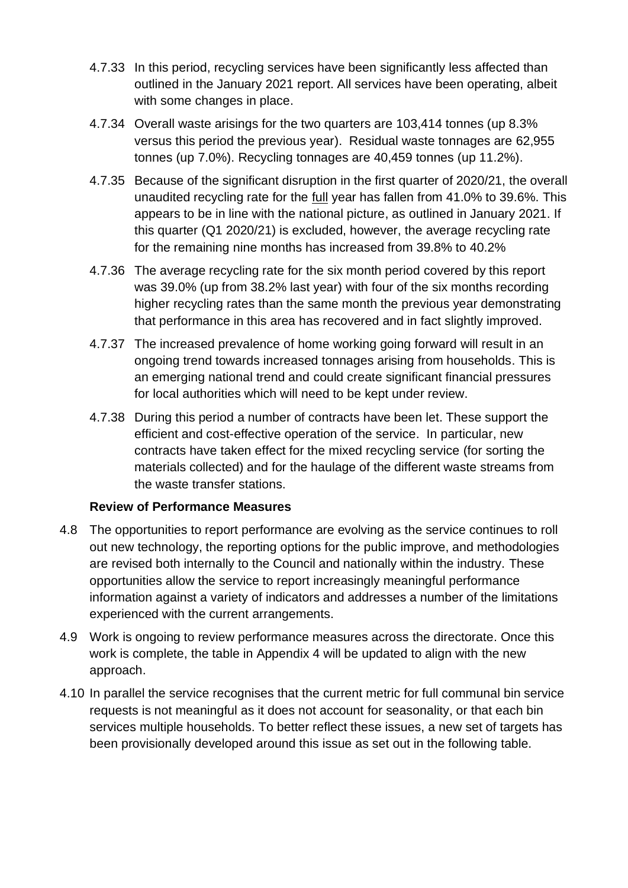4.7.33 In this period, recycling services have been significantly less affected than outlined in the January 2021 report. All services have been operating, albeit with some changes in place.

4.7.34 Overall waste arisings for the two quarters are 103,414 tonnes (up 8.3% versus this period the previous year). Residual waste tonnages are 62,955 tonnes (up 7.0%). Recycling tonnages are 40,459 tonnes (up 11.2%).

4.7.35 Because of the significant disruption in the first quarter of 2020/21, the overall unaudited recycling rate for the full year has fallen from 41.0% to 39.6%. This appears to be in line with the national picture, as outlined in January 2021. If this quarter (Q1 2020/21) is excluded, however, the average recycling rate for the remaining nine months has increased from 39.8% to 40.2%

4.7.36 The average recycling rate for the six month period covered by this report was 39.0% (up from 38.2% last year) with four of the six months recording higher recycling rates than the same month the previous year demonstrating that performance in this area has recovered and in fact slightly improved.

4.7.37 The increased prevalence of home working going forward will result in an ongoing trend towards increased tonnages arising from households. This is an emerging national trend and could create significant financial pressures for local authorities which will need to be kept under review.

4.7.38 During this period a number of contracts have been let. These support the efficient and cost-effective operation of the service. In particular, new contracts have taken effect for the mixed recycling service (for sorting the materials collected) and for the haulage of the different waste streams from the waste transfer stations.

**Review of Performance Measures**

4.8 The opportunities to report performance are evolving as the service continues to roll out new technology, the reporting options for the public improve, and methodologies are revised both internally to the Council and nationally within the industry. These opportunities allow the service to report increasingly meaningful performance information against a variety of indicators and addresses a number of the limitations experienced with the current arrangements.

4.9 Work is ongoing to review performance measures across the directorate. Once this work is complete, the table in Appendix 4 will be updated to align with the new approach.

4.10 In parallel the service recognises that the current metric for full communal bin service requests is not meaningful as it does not account for seasonality, or that each bin services multiple households. To better reflect these issues, a new set of targets has been provisionally developed around this issue as set out in the following table.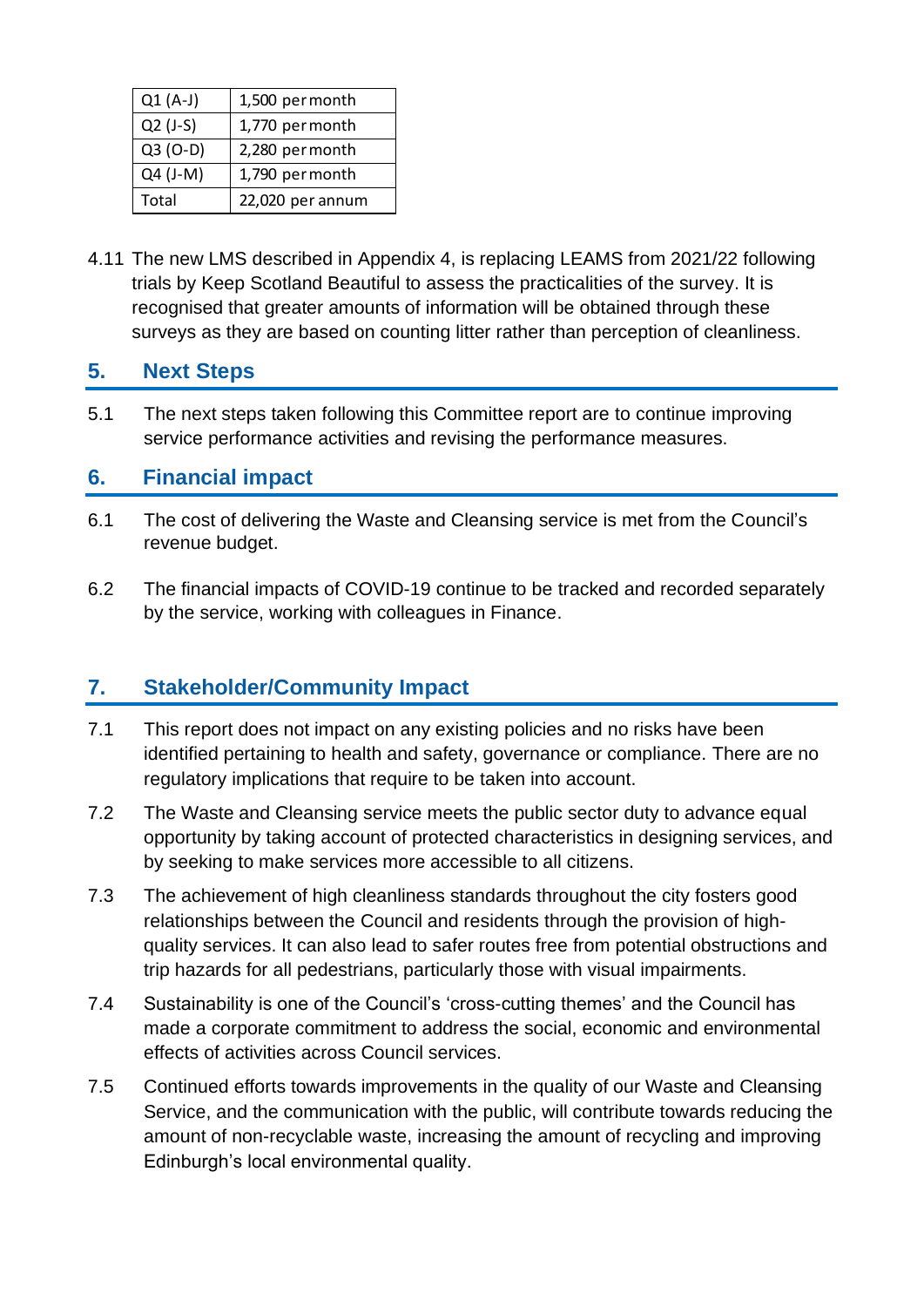| Q1 (A-J) | 1,500 per month |
| --- | --- |
| Q2 (J-S) | 1,770 per month |
| Q3 (O-D) | 2,280 per month |
| Q4 (J-M) | 1,790 per month |
| Total | 22,020 per annum |

4.11 The new LMS described in Appendix 4, is replacing LEAMS from 2021/22 following trials by Keep Scotland Beautiful to assess the practicalities of the survey. It is recognised that greater amounts of information will be obtained through these surveys as they are based on counting litter rather than perception of cleanliness.

## 5. Next Steps

5.1 The next steps taken following this Committee report are to continue improving service performance activities and revising the performance measures.

## 6. Financial impact

6.1 The cost of delivering the Waste and Cleansing service is met from the Council's revenue budget.

6.2 The financial impacts of COVID-19 continue to be tracked and recorded separately by the service, working with colleagues in Finance.

## 7. Stakeholder/Community Impact

7.1 This report does not impact on any existing policies and no risks have been identified pertaining to health and safety, governance or compliance. There are no regulatory implications that require to be taken into account.

7.2 The Waste and Cleansing service meets the public sector duty to advance equal opportunity by taking account of protected characteristics in designing services, and by seeking to make services more accessible to all citizens.

7.3 The achievement of high cleanliness standards throughout the city fosters good relationships between the Council and residents through the provision of high-quality services. It can also lead to safer routes free from potential obstructions and trip hazards for all pedestrians, particularly those with visual impairments.

7.4 Sustainability is one of the Council's 'cross-cutting themes' and the Council has made a corporate commitment to address the social, economic and environmental effects of activities across Council services.

7.5 Continued efforts towards improvements in the quality of our Waste and Cleansing Service, and the communication with the public, will contribute towards reducing the amount of non-recyclable waste, increasing the amount of recycling and improving Edinburgh's local environmental quality.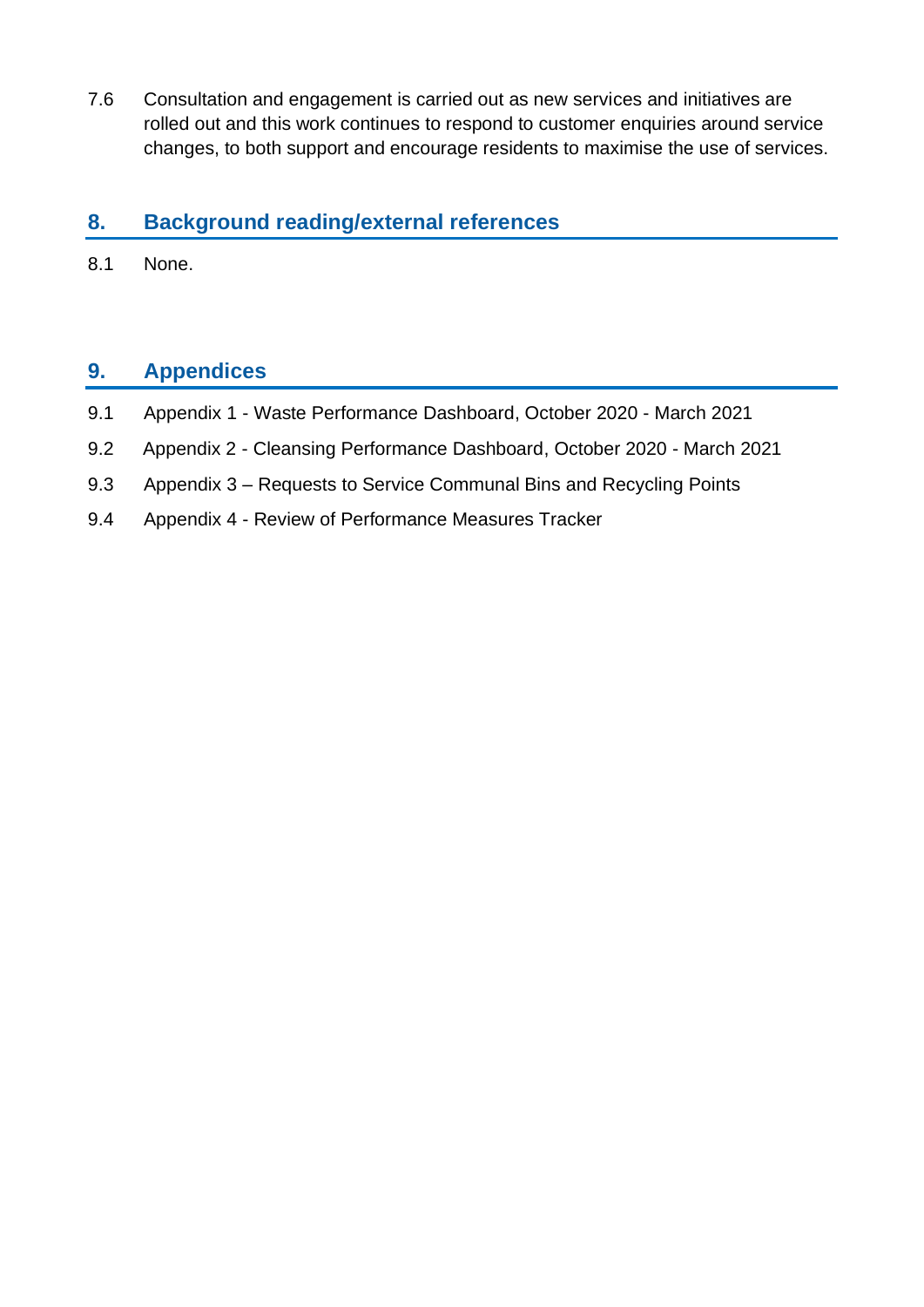7.6 Consultation and engagement is carried out as new services and initiatives are rolled out and this work continues to respond to customer enquiries around service changes, to both support and encourage residents to maximise the use of services.

## 8. Background reading/external references

8.1 None.

## 9. Appendices

9.1 Appendix 1 - Waste Performance Dashboard, October 2020 - March 2021

9.2 Appendix 2 - Cleansing Performance Dashboard, October 2020 - March 2021

9.3 Appendix 3 – Requests to Service Communal Bins and Recycling Points

9.4 Appendix 4 - Review of Performance Measures Tracker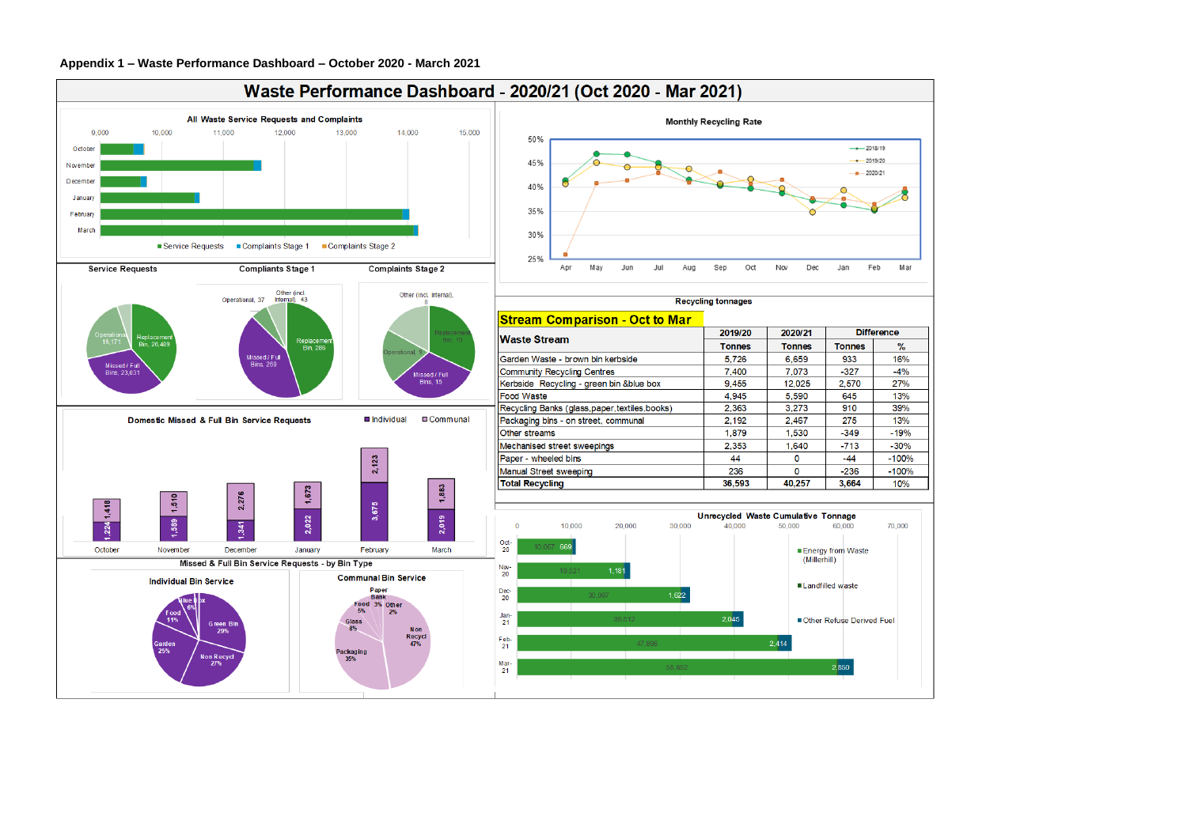Appendix 1 – Waste Performance Dashboard – October 2020 - March 2021

# Waste Performance Dashboard - 2020/21 (Oct 2020 - Mar 2021)

**All Waste Service Requests and Complaints**

Service Requests | Complaints Stage 1 | Complaints Stage 2

**Service Requests**

Operational 16,171; Replacement Bin, 26,489; Missed / Full Bins, 23,031

**Complaints Stage 1**

Operational, 37; Other (incl. internal), 43; Replacement Bin, 286; Missed / Full Bins, 269

**Complaints Stage 2**

Other (incl. internal), 8; Replacement Bin, 10; Operational, 9; Missed / Full Bins, 15

**Domestic Missed & Full Bin Service Requests**

| | Individual | Communal |
|---|---|---|
| October | 1,224 | 1,418 |
| November | 1,589 | 1,510 |
| December | 1,341 | 2,276 |
| January | 2,022 | 1,673 |
| February | 3,675 | 2,123 |
| March | 2,019 | 1,883 |

**Missed & Full Bin Service Requests - by Bin Type**

**Individual Bin Service**: Blue box 6%; Food 11%; Green Bin 29%; Garden 25%; Non Recycl 27%

**Communal Bin Service**: Paper Bank 3%; Food 5%; Other 2%; Glass 8%; Non Recycl 47%; Packaging 35%

**Monthly Recycling Rate**

2018/19, 2019/20, 2020/21 (Apr – Mar, 25% – 50%)

**Recycling tonnages**

**Stream Comparison - Oct to Mar**

| Waste Stream | 2019/20 Tonnes | 2020/21 Tonnes | Difference Tonnes | Difference % |
|---|---|---|---|---|
| Garden Waste - brown bin kerbside | 5,726 | 6,659 | 933 | 16% |
| Community Recycling Centres | 7,400 | 7,073 | -327 | -4% |
| Kerbside Recycling - green bin &blue box | 9,455 | 12,025 | 2,570 | 27% |
| Food Waste | 4,945 | 5,590 | 645 | 13% |
| Recycling Banks (glass,paper,textiles,books) | 2,363 | 3,273 | 910 | 39% |
| Packaging bins - on street, communal | 2,192 | 2,467 | 275 | 13% |
| Other streams | 1,879 | 1,530 | -349 | -19% |
| Mechanised street sweepings | 2,353 | 1,640 | -713 | -30% |
| Paper - wheeled bins | 44 | 0 | -44 | -100% |
| Manual Street sweeping | 236 | 0 | -236 | -100% |
| **Total Recycling** | **36,593** | **40,257** | **3,664** | **10%** |

**Unrecycled Waste Cumulative Tonnage**

| | Energy from Waste (Millerhill) | Other Refuse Derived Fuel |
|---|---|---|
| Oct-20 | 10,067 | 669 |
| Nov-20 | 19,521 | 1,181 |
| Dec-20 | 30,067 | 1,622 |
| Jan-21 | 39,612 | 2,045 |
| Feb-21 | 47,896 | 2,414 |
| Mar-21 | 58,662 | 2,850 |

Energy from Waste (Millerhill) | Landfilled waste | Other Refuse Derived Fuel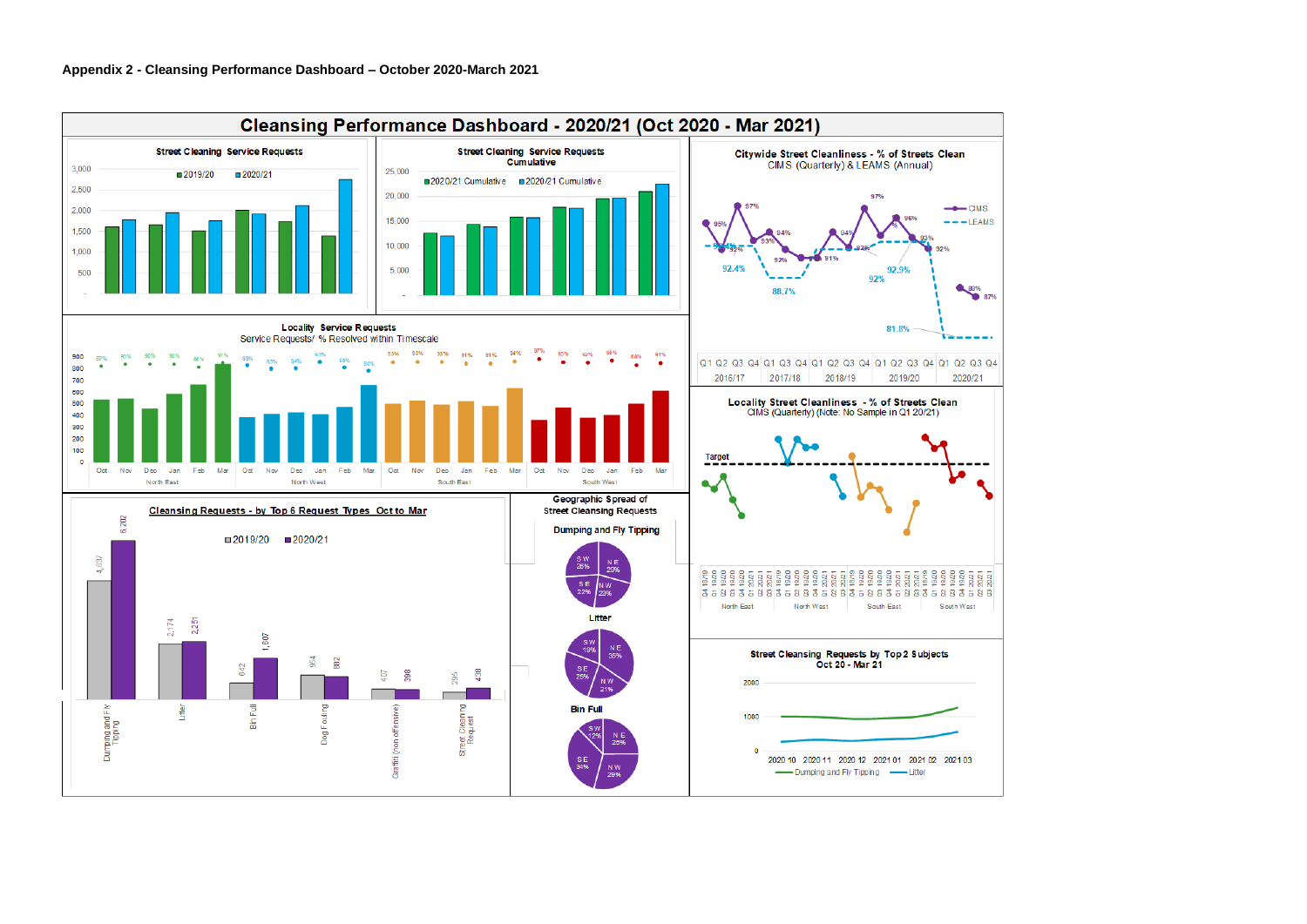**Appendix 2 - Cleansing Performance Dashboard – October 2020-March 2021**

# Cleansing Performance Dashboard - 2020/21 (Oct 2020 - Mar 2021)

### Street Cleaning Service Requests

2019/20 | 2020/21

### Street Cleaning Service Requests Cumulative

2020/21 Cumulative | 2020/21 Cumulative

### Citywide Street Cleanliness - % of Streets Clean

CIMS (Quarterly) & LEAMS (Annual)

CIMS | LEAMS

LEAMS: 92.4% (2016/17), 88.7% (2017/18), 92% (2018/19), 92.9% (2019/20), 81.8% (2020/21)

### Locality Service Requests

Service Requests/ % Resolved within Timescale

| | Oct | Nov | Dec | Jan | Feb | Mar |
|---|---|---|---|---|---|---|
| North East | 87% | 90% | 90% | 90% | 86% | 91% |
| North West | 88% | 80% | 84% | 93% | 88% | 86% |
| South East | 93% | 93% | 93% | 91% | 91% | 94% |
| South West | 97% | 90% | 92% | 95% | 86% | 91% |

### Locality Street Cleanliness - % of Streets Clean

CIMS (Quarterly) (Note: No Sample in Q1 20/21)

Target

North East | North West | South East | South West

### Cleansing Requests - by Top 6 Request Types Oct to Mar

| Request Type | 2019/20 | 2020/21 |
|---|---|---|
| Dumping and Fly Tipping | 4,637 | 6,202 |
| Litter | 2,174 | 2,251 |
| Bin Full | 642 | 1,607 |
| Dog Fouling | 954 | 862 |
| Graffiti (non offensive) | 407 | 398 |
| Street Cleaning Request | 295 | 438 |

### Geographic Spread of Street Cleaning Requests

| | N E | N W | S E | S W |
|---|---|---|---|---|
| Dumping and Fly Tipping | 25% | 23% | 22% | 28% |
| Litter | 35% | 21% | 25% | 19% |
| Bin Full | 25% | 29% | 34% | 12% |

### Street Cleansing Requests by Top 2 Subjects

Oct 20 - Mar 21

Dumping and Fly Tipping | Litter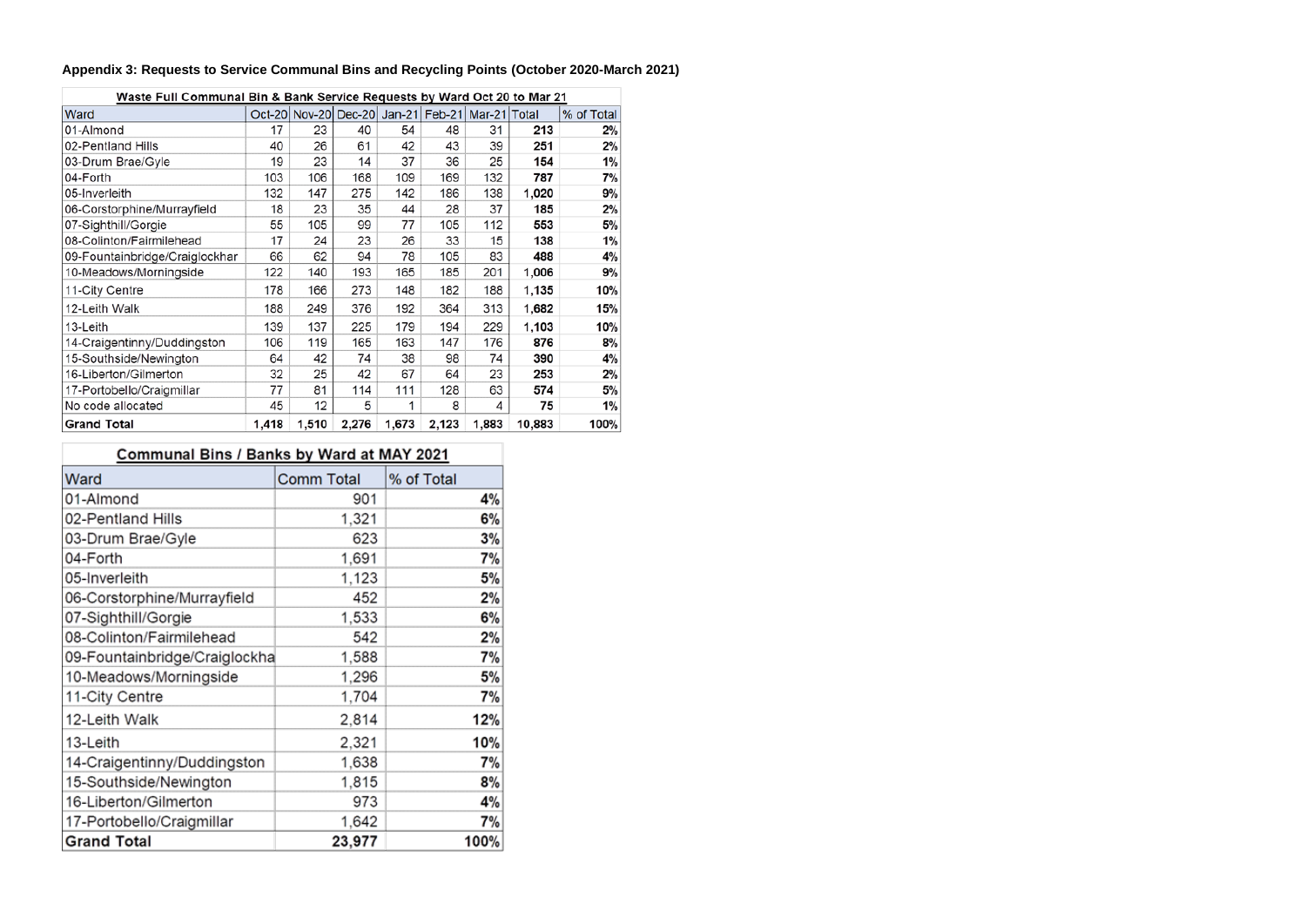**Appendix 3: Requests to Service Communal Bins and Recycling Points (October 2020-March 2021)**

**Waste Full Communal Bin & Bank Service Requests by Ward Oct 20 to Mar 21**

| Ward | Oct-20 | Nov-20 | Dec-20 | Jan-21 | Feb-21 | Mar-21 | Total | % of Total |
|---|---|---|---|---|---|---|---|---|
| 01-Almond | 17 | 23 | 40 | 54 | 48 | 31 | **213** | **2%** |
| 02-Pentland Hills | 40 | 26 | 61 | 42 | 43 | 39 | **251** | **2%** |
| 03-Drum Brae/Gyle | 19 | 23 | 14 | 37 | 36 | 25 | **154** | **1%** |
| 04-Forth | 103 | 106 | 168 | 109 | 169 | 132 | **787** | **7%** |
| 05-Inverleith | 132 | 147 | 275 | 142 | 186 | 138 | **1,020** | **9%** |
| 06-Corstorphine/Murrayfield | 18 | 23 | 35 | 44 | 28 | 37 | **185** | **2%** |
| 07-Sighthill/Gorgie | 55 | 105 | 99 | 77 | 105 | 112 | **553** | **5%** |
| 08-Colinton/Fairmilehead | 17 | 24 | 23 | 26 | 33 | 15 | **138** | **1%** |
| 09-Fountainbridge/Craiglockhar | 66 | 62 | 94 | 78 | 105 | 83 | **488** | **4%** |
| 10-Meadows/Morningside | 122 | 140 | 193 | 165 | 185 | 201 | **1,006** | **9%** |
| 11-City Centre | 178 | 166 | 273 | 148 | 182 | 188 | **1,135** | **10%** |
| 12-Leith Walk | 188 | 249 | 376 | 192 | 364 | 313 | **1,682** | **15%** |
| 13-Leith | 139 | 137 | 225 | 179 | 194 | 229 | **1,103** | **10%** |
| 14-Craigentinny/Duddingston | 106 | 119 | 165 | 163 | 147 | 176 | **876** | **8%** |
| 15-Southside/Newington | 64 | 42 | 74 | 38 | 98 | 74 | **390** | **4%** |
| 16-Liberton/Gilmerton | 32 | 25 | 42 | 67 | 64 | 23 | **253** | **2%** |
| 17-Portobello/Craigmillar | 77 | 81 | 114 | 111 | 128 | 63 | **574** | **5%** |
| No code allocated | 45 | 12 | 5 | 1 | 8 | 4 | **75** | **1%** |
| **Grand Total** | **1,418** | **1,510** | **2,276** | **1,673** | **2,123** | **1,883** | **10,883** | **100%** |

**Communal Bins / Banks by Ward at MAY 2021**

| Ward | Comm Total | % of Total |
|---|---|---|
| 01-Almond | 901 | 4% |
| 02-Pentland Hills | 1,321 | 6% |
| 03-Drum Brae/Gyle | 623 | 3% |
| 04-Forth | 1,691 | 7% |
| 05-Inverleith | 1,123 | 5% |
| 06-Corstorphine/Murrayfield | 452 | 2% |
| 07-Sighthill/Gorgie | 1,533 | 6% |
| 08-Colinton/Fairmilehead | 542 | 2% |
| 09-Fountainbridge/Craiglockha | 1,588 | 7% |
| 10-Meadows/Morningside | 1,296 | 5% |
| 11-City Centre | 1,704 | 7% |
| 12-Leith Walk | 2,814 | 12% |
| 13-Leith | 2,321 | 10% |
| 14-Craigentinny/Duddingston | 1,638 | 7% |
| 15-Southside/Newington | 1,815 | 8% |
| 16-Liberton/Gilmerton | 973 | 4% |
| 17-Portobello/Craigmillar | 1,642 | 7% |
| **Grand Total** | **23,977** | **100%** |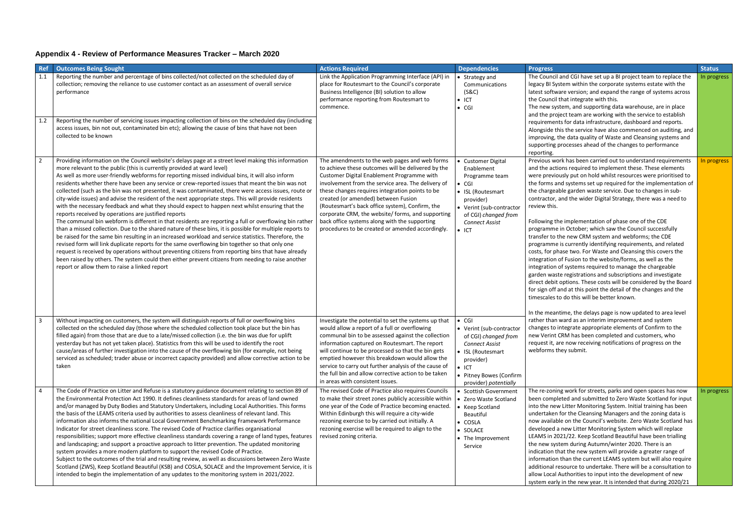## Appendix 4 - Review of Performance Measures Tracker – March 2020

| Ref | Outcomes Being Sought | Actions Required | Dependencies | Progress | Status |
|---|---|---|---|---|---|
| 1.1 | Reporting the number and percentage of bins collected/not collected on the scheduled day of collection; removing the reliance to use customer contact as an assessment of overall service performance | Link the Application Programming Interface (API) in place for Routesmart to the Council's corporate Business Intelligence (BI) solution to allow performance reporting from Routesmart to commence. | • Strategy and Communications (S&C)<br>• ICT<br>• CGI | The Council and CGI have set up a BI project team to replace the legacy BI System within the corporate systems estate with the latest software version; and expand the range of systems across the Council that integrate with this.<br>The new system, and supporting data warehouse, are in place and the project team are working with the service to establish requirements for data infrastructure, dashboard and reports. Alongside this the service have also commenced on auditing, and improving, the data quality of Waste and Cleansing systems and supporting processes ahead of the changes to performance reporting. | In progress |
| 1.2 | Reporting the number of servicing issues impacting collection of bins on the scheduled day (including access issues, bin not out, contaminated bin etc); allowing the cause of bins that have not been collected to be known | | | | |
| 2 | Providing information on the Council website's delays page at a street level making this information more relevant to the public (this is currently provided at ward level)<br>As well as more user-friendly webforms for reporting missed individual bins, it will also inform residents whether there have been any service or crew-reported issues that meant the bin was not collected (such as the bin was not presented, it was contaminated, there were access issues, route or city-wide issues) and advise the resident of the next appropriate steps. This will provide residents with the necessary feedback and what they should expect to happen next whilst ensuring that the reports received by operations are justified reports<br>The communal bin webform is different in that residents are reporting a full or overflowing bin rather than a missed collection. Due to the shared nature of these bins, it is possible for multiple reports to be raised for the same bin resulting in an increased workload and service statistics. Therefore, the revised form will link duplicate reports for the same overflowing bin together so that only one request is received by operations without preventing citizens from reporting bins that have already been raised by others. The system could then either prevent citizens from needing to raise another report or allow them to raise a linked report | The amendments to the web pages and web forms to achieve these outcomes will be delivered by the Customer Digital Enablement Programme with involvement from the service area. The delivery of these changes requires integration points to be created (or amended) between Fusion (Routesmart's back office system), Confirm, the corporate CRM, the website/ forms, and supporting back office systems along with the supporting procedures to be created or amended accordingly. | • Customer Digital Enablement Programme team<br>• CGI<br>• ISL (Routesmart provider)<br>• Verint (sub-contractor of CGI) *changed from Connect Assist*<br>• ICT | Previous work has been carried out to understand requirements and the actions required to implement these. These elements were previously put on hold whilst resources were prioritised to the forms and systems set up required for the implementation of the chargeable garden waste service. Due to changes in sub-contractor, and the wider Digital Strategy, there was a need to review this.<br><br>Following the implementation of phase one of the CDE programme in October; which saw the Council successfully transfer to the new CRM system and webforms; the CDE programme is currently identifying requirements, and related costs, for phase two. For Waste and Cleansing this covers the integration of Fusion to the website/forms, as well as the integration of systems required to manage the chargeable garden waste registrations and subscriptions and investigate direct debit options. These costs will be considered by the Board for sign off and at this point the detail of the changes and the timescales to do this will be better known.<br><br>In the meantime, the delays page is now updated to area level rather than ward as an interim improvement and system changes to integrate appropriate elements of Confirm to the new Verint CRM has been completed and customers, who request it, are now receiving notifications of progress on the webforms they submit. | In progress |
| 3 | Without impacting on customers, the system will distinguish reports of full or overflowing bins collected on the scheduled day (those where the scheduled collection took place but the bin has filled again) from those that are due to a late/missed collection (i.e. the bin was due for uplift yesterday but has not yet taken place). Statistics from this will be used to identify the root cause/areas of further investigation into the cause of the overflowing bin (for example, not being serviced as scheduled; trader abuse or incorrect capacity provided) and allow corrective action to be taken | Investigate the potential to set the systems up that would allow a report of a full or overflowing communal bin to be assessed against the collection information captured on Routesmart. The report will continue to be processed so that the bin gets emptied however this breakdown would allow the service to carry out further analysis of the cause of the full bin and allow corrective action to be taken in areas with consistent issues. | • CGI<br>• Verint (sub-contractor of CGI) *changed from Connect Assist*<br>• ISL (Routesmart provider)<br>• ICT<br>• Pitney Bowes (Confirm provider) *potentially* | | |
| 4 | The Code of Practice on Litter and Refuse is a statutory guidance document relating to section 89 of the Environmental Protection Act 1990. It defines cleanliness standards for areas of land owned and/or managed by Duty Bodies and Statutory Undertakers, including Local Authorities. This forms the basis of the LEAMS criteria used by authorities to assess cleanliness of relevant land. This information also informs the national Local Government Benchmarking Framework Performance Indicator for street cleanliness score. The revised Code of Practice clarifies organisational responsibilities; support more effective cleanliness standards covering a range of land types, features and landscaping; and support a proactive approach to litter prevention. The updated monitoring system provides a more modern platform to support the revised Code of Practice.<br>Subject to the outcomes of the trial and resulting review, as well as discussions between Zero Waste Scotland (ZWS), Keep Scotland Beautiful (KSB) and COSLA, SOLACE and the Improvement Service, it is intended to begin the implementation of any updates to the monitoring system in 2021/2022. | The revised Code of Practice also requires Councils to make their street zones publicly accessible within one year of the Code of Practice becoming enacted. Within Edinburgh this will require a city-wide rezoning exercise to by carried out initially. A rezoning exercise will be required to align to the revised zoning criteria. | • Scottish Government<br>• Zero Waste Scotland<br>• Keep Scotland Beautiful<br>• COSLA<br>• SOLACE<br>• The Improvement Service | The re-zoning work for streets, parks and open spaces has now been completed and submitted to Zero Waste Scotland for input into the new Litter Monitoring System. Initial training has been undertaken for the Cleansing Managers and the zoning data is now available on the Council's website. Zero Waste Scotland has developed a new Litter Monitoring System which will replace LEAMS in 2021/22. Keep Scotland Beautiful have been trialling the new system during Autumn/winter 2020. There is an indication that the new system will provide a greater range of information than the current LEAMS system but will also require additional resource to undertake. There will be a consultation to allow Local Authorities to input into the development of new system early in the new year. It is intended that during 2020/21 | In progress |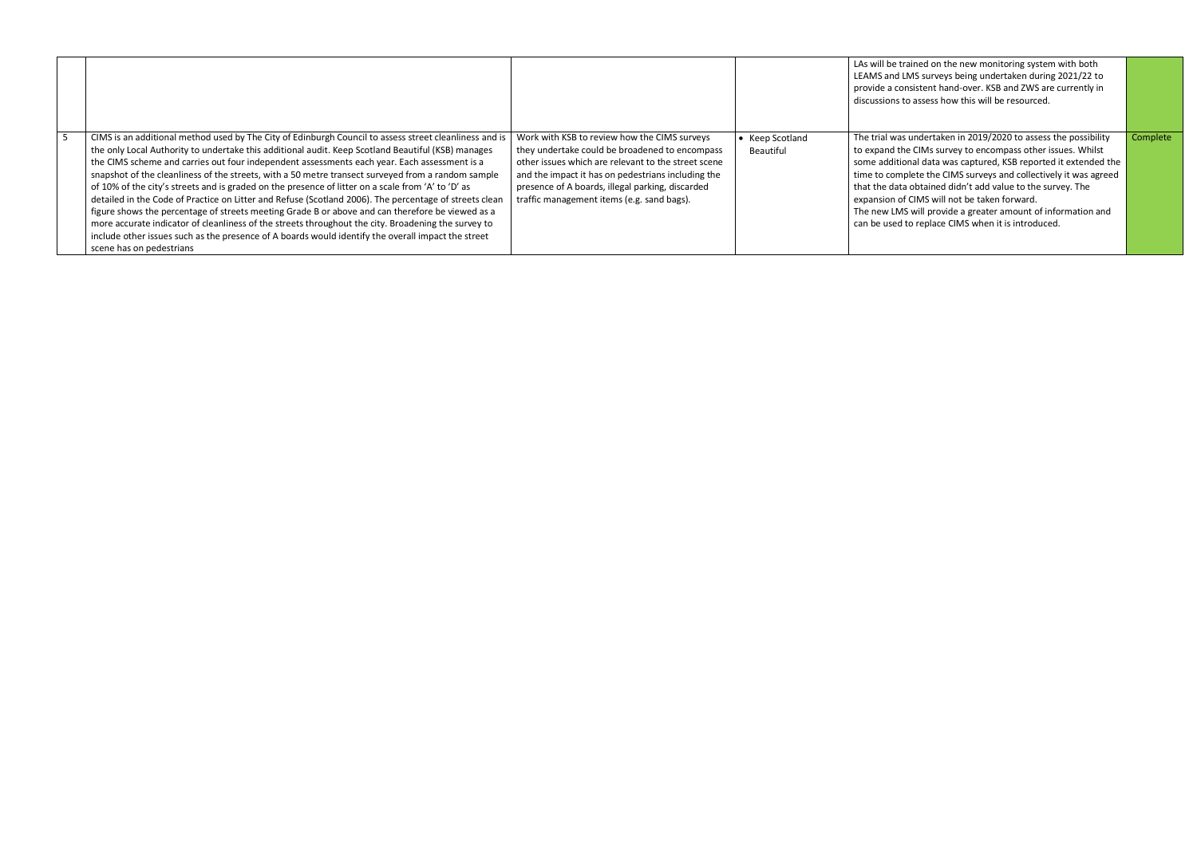| | | | | | |
|---|---|---|---|---|---|
| | | | | LAs will be trained on the new monitoring system with both LEAMS and LMS surveys being undertaken during 2021/22 to provide a consistent hand-over. KSB and ZWS are currently in discussions to assess how this will be resourced. | |
| 5 | CIMS is an additional method used by The City of Edinburgh Council to assess street cleanliness and is the only Local Authority to undertake this additional audit. Keep Scotland Beautiful (KSB) manages the CIMS scheme and carries out four independent assessments each year. Each assessment is a snapshot of the cleanliness of the streets, with a 50 metre transect surveyed from a random sample of 10% of the city's streets and is graded on the presence of litter on a scale from 'A' to 'D' as detailed in the Code of Practice on Litter and Refuse (Scotland 2006). The percentage of streets clean figure shows the percentage of streets meeting Grade B or above and can therefore be viewed as a more accurate indicator of cleanliness of the streets throughout the city. Broadening the survey to include other issues such as the presence of A boards would identify the overall impact the street scene has on pedestrians | Work with KSB to review how the CIMS surveys they undertake could be broadened to encompass other issues which are relevant to the street scene and the impact it has on pedestrians including the presence of A boards, illegal parking, discarded traffic management items (e.g. sand bags). | • Keep Scotland Beautiful | The trial was undertaken in 2019/2020 to assess the possibility to expand the CIMs survey to encompass other issues. Whilst some additional data was captured, KSB reported it extended the time to complete the CIMS surveys and collectively it was agreed that the data obtained didn't add value to the survey. The expansion of CIMS will not be taken forward.<br>The new LMS will provide a greater amount of information and can be used to replace CIMS when it is introduced. | Complete |